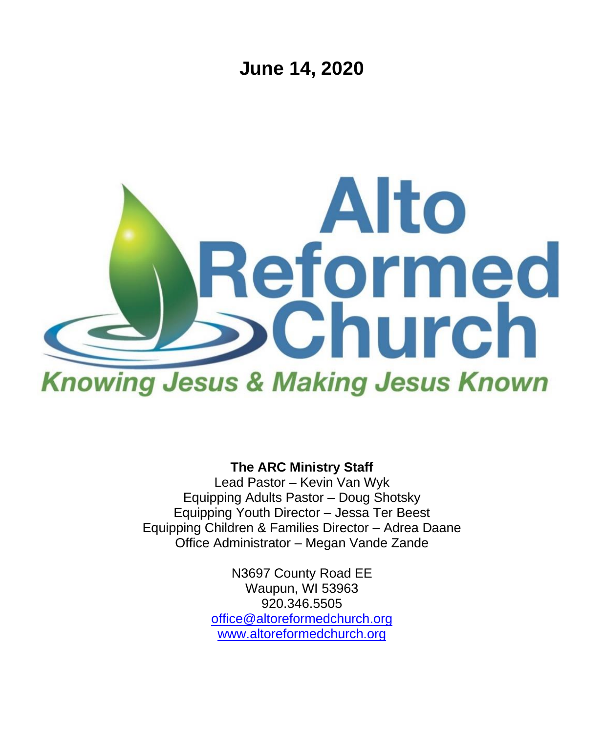# June 14, 2020

# Alto Reformed Church

*Knowing Jesus & Making Jesus Known*

**The ARC Ministry Staff**

Lead Pastor – Kevin Van Wyk
Equipping Adults Pastor – Doug Shotsky
Equipping Youth Director – Jessa Ter Beest
Equipping Children & Families Director – Adrea Daane
Office Administrator – Megan Vande Zande

N3697 County Road EE
Waupun, WI 53963
920.346.5505
office@altoreformedchurch.org
www.altoreformedchurch.org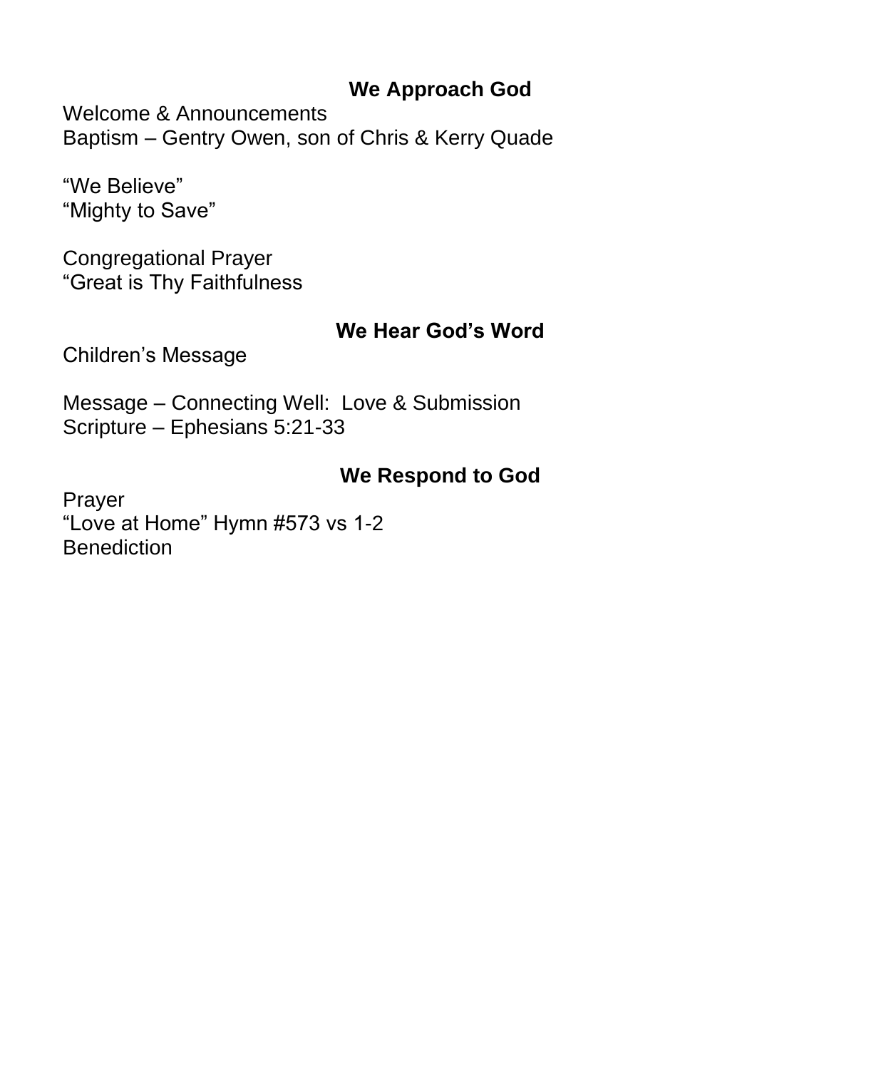## We Approach God

Welcome & Announcements
Baptism – Gentry Owen, son of Chris & Kerry Quade

“We Believe”
“Mighty to Save”

Congregational Prayer
“Great is Thy Faithfulness

## We Hear God’s Word

Children’s Message

Message – Connecting Well: Love & Submission
Scripture – Ephesians 5:21-33

## We Respond to God

Prayer
“Love at Home” Hymn #573 vs 1-2
Benediction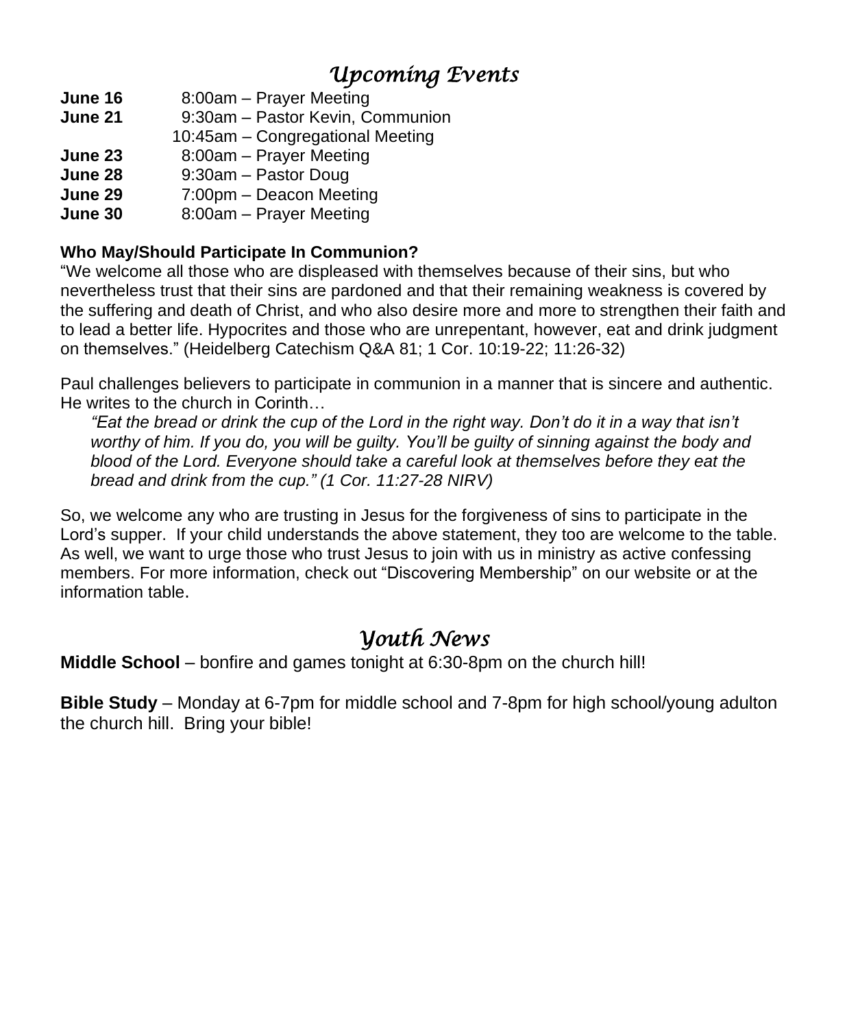## *Upcoming Events*

| | |
|---|---|
| **June 16** | 8:00am – Prayer Meeting |
| **June 21** | 9:30am – Pastor Kevin, Communion |
| | 10:45am – Congregational Meeting |
| **June 23** | 8:00am – Prayer Meeting |
| **June 28** | 9:30am – Pastor Doug |
| **June 29** | 7:00pm – Deacon Meeting |
| **June 30** | 8:00am – Prayer Meeting |

**Who May/Should Participate In Communion?**

"We welcome all those who are displeased with themselves because of their sins, but who nevertheless trust that their sins are pardoned and that their remaining weakness is covered by the suffering and death of Christ, and who also desire more and more to strengthen their faith and to lead a better life. Hypocrites and those who are unrepentant, however, eat and drink judgment on themselves." (Heidelberg Catechism Q&A 81; 1 Cor. 10:19-22; 11:26-32)

Paul challenges believers to participate in communion in a manner that is sincere and authentic. He writes to the church in Corinth…

> *"Eat the bread or drink the cup of the Lord in the right way. Don't do it in a way that isn't worthy of him. If you do, you will be guilty. You'll be guilty of sinning against the body and blood of the Lord. Everyone should take a careful look at themselves before they eat the bread and drink from the cup." (1 Cor. 11:27-28 NIRV)*

So, we welcome any who are trusting in Jesus for the forgiveness of sins to participate in the Lord's supper. If your child understands the above statement, they too are welcome to the table. As well, we want to urge those who trust Jesus to join with us in ministry as active confessing members. For more information, check out "Discovering Membership" on our website or at the information table.

## *Youth News*

**Middle School** – bonfire and games tonight at 6:30-8pm on the church hill!

**Bible Study** – Monday at 6-7pm for middle school and 7-8pm for high school/young adulton the church hill. Bring your bible!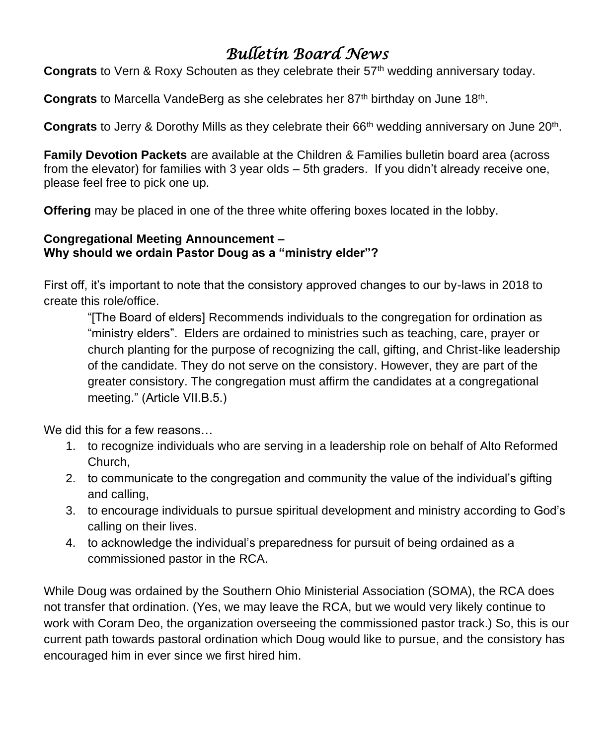# *Bulletin Board News*

**Congrats** to Vern & Roxy Schouten as they celebrate their 57th wedding anniversary today.

**Congrats** to Marcella VandeBerg as she celebrates her 87th birthday on June 18th.

**Congrats** to Jerry & Dorothy Mills as they celebrate their 66th wedding anniversary on June 20th.

**Family Devotion Packets** are available at the Children & Families bulletin board area (across from the elevator) for families with 3 year olds – 5th graders. If you didn't already receive one, please feel free to pick one up.

**Offering** may be placed in one of the three white offering boxes located in the lobby.

**Congregational Meeting Announcement –**
**Why should we ordain Pastor Doug as a "ministry elder"?**

First off, it's important to note that the consistory approved changes to our by-laws in 2018 to create this role/office.

> "[The Board of elders] Recommends individuals to the congregation for ordination as "ministry elders". Elders are ordained to ministries such as teaching, care, prayer or church planting for the purpose of recognizing the call, gifting, and Christ-like leadership of the candidate. They do not serve on the consistory. However, they are part of the greater consistory. The congregation must affirm the candidates at a congregational meeting." (Article VII.B.5.)

We did this for a few reasons…

1. to recognize individuals who are serving in a leadership role on behalf of Alto Reformed Church,
2. to communicate to the congregation and community the value of the individual's gifting and calling,
3. to encourage individuals to pursue spiritual development and ministry according to God's calling on their lives.
4. to acknowledge the individual's preparedness for pursuit of being ordained as a commissioned pastor in the RCA.

While Doug was ordained by the Southern Ohio Ministerial Association (SOMA), the RCA does not transfer that ordination. (Yes, we may leave the RCA, but we would very likely continue to work with Coram Deo, the organization overseeing the commissioned pastor track.) So, this is our current path towards pastoral ordination which Doug would like to pursue, and the consistory has encouraged him in ever since we first hired him.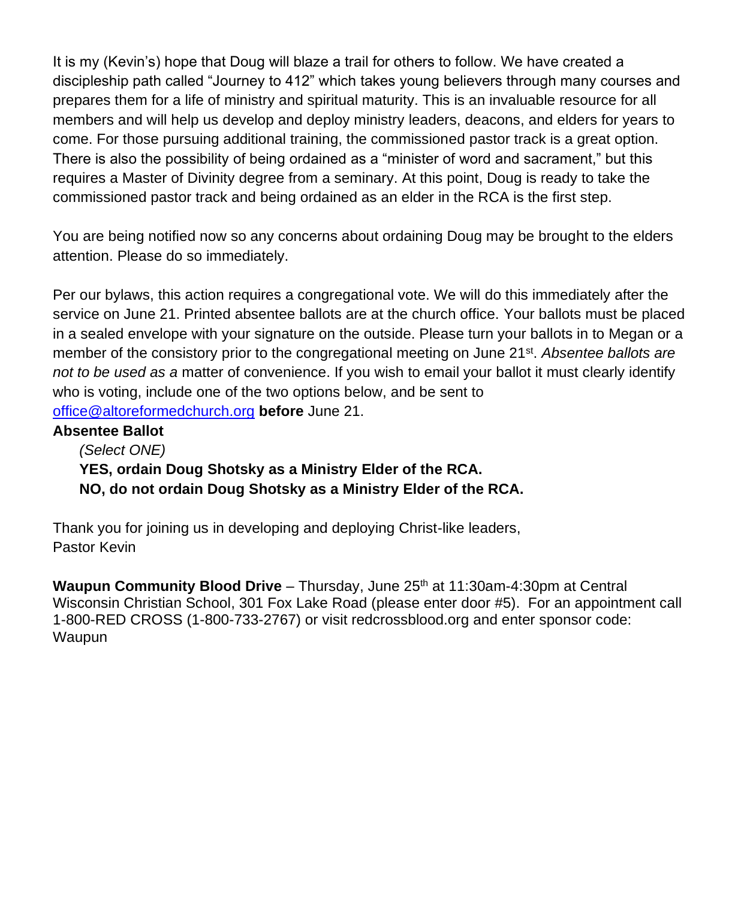It is my (Kevin's) hope that Doug will blaze a trail for others to follow. We have created a discipleship path called "Journey to 412" which takes young believers through many courses and prepares them for a life of ministry and spiritual maturity. This is an invaluable resource for all members and will help us develop and deploy ministry leaders, deacons, and elders for years to come. For those pursuing additional training, the commissioned pastor track is a great option. There is also the possibility of being ordained as a "minister of word and sacrament," but this requires a Master of Divinity degree from a seminary. At this point, Doug is ready to take the commissioned pastor track and being ordained as an elder in the RCA is the first step.

You are being notified now so any concerns about ordaining Doug may be brought to the elders attention. Please do so immediately.

Per our bylaws, this action requires a congregational vote. We will do this immediately after the service on June 21. Printed absentee ballots are at the church office. Your ballots must be placed in a sealed envelope with your signature on the outside. Please turn your ballots in to Megan or a member of the consistory prior to the congregational meeting on June 21st. *Absentee ballots are not to be used as a* matter of convenience. If you wish to email your ballot it must clearly identify who is voting, include one of the two options below, and be sent to office@altoreformedchurch.org **before** June 21.

**Absentee Ballot**

*(Select ONE)*

**YES, ordain Doug Shotsky as a Ministry Elder of the RCA.**

**NO, do not ordain Doug Shotsky as a Ministry Elder of the RCA.**

Thank you for joining us in developing and deploying Christ-like leaders,
Pastor Kevin

**Waupun Community Blood Drive** – Thursday, June 25th at 11:30am-4:30pm at Central Wisconsin Christian School, 301 Fox Lake Road (please enter door #5). For an appointment call 1-800-RED CROSS (1-800-733-2767) or visit redcrossblood.org and enter sponsor code: Waupun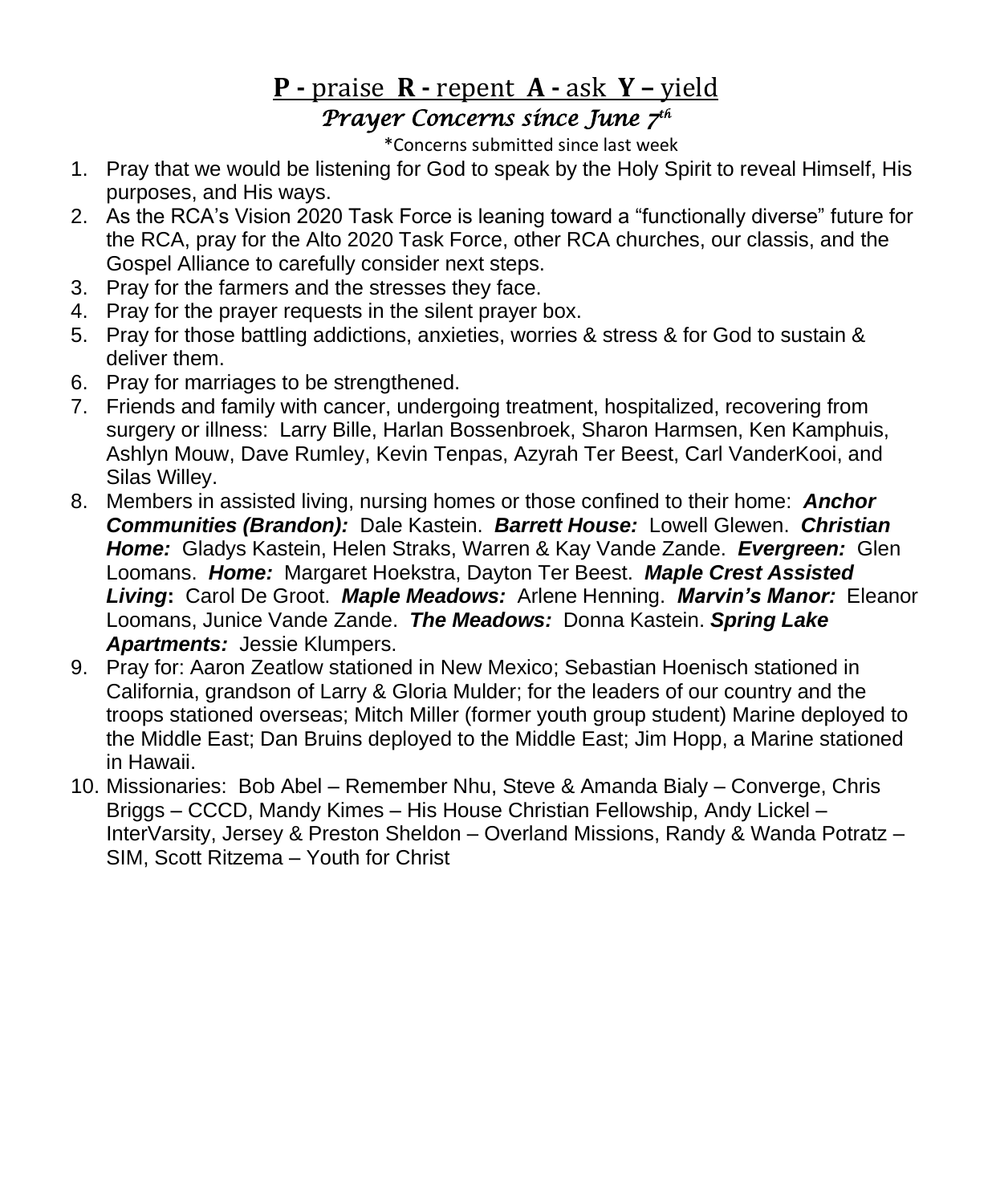## **P -** praise **R -** repent **A -** ask **Y –** yield

### *Prayer Concerns since June 7th*

\*Concerns submitted since last week

1. Pray that we would be listening for God to speak by the Holy Spirit to reveal Himself, His purposes, and His ways.
2. As the RCA's Vision 2020 Task Force is leaning toward a "functionally diverse" future for the RCA, pray for the Alto 2020 Task Force, other RCA churches, our classis, and the Gospel Alliance to carefully consider next steps.
3. Pray for the farmers and the stresses they face.
4. Pray for the prayer requests in the silent prayer box.
5. Pray for those battling addictions, anxieties, worries & stress & for God to sustain & deliver them.
6. Pray for marriages to be strengthened.
7. Friends and family with cancer, undergoing treatment, hospitalized, recovering from surgery or illness: Larry Bille, Harlan Bossenbroek, Sharon Harmsen, Ken Kamphuis, Ashlyn Mouw, Dave Rumley, Kevin Tenpas, Azyrah Ter Beest, Carl VanderKooi, and Silas Willey.
8. Members in assisted living, nursing homes or those confined to their home: ***Anchor Communities (Brandon):*** Dale Kastein. ***Barrett House:*** Lowell Glewen. ***Christian Home:*** Gladys Kastein, Helen Straks, Warren & Kay Vande Zande. ***Evergreen:*** Glen Loomans. ***Home:*** Margaret Hoekstra, Dayton Ter Beest. ***Maple Crest Assisted Living*****:** Carol De Groot. ***Maple Meadows:*** Arlene Henning. ***Marvin's Manor:*** Eleanor Loomans, Junice Vande Zande. ***The Meadows:*** Donna Kastein. ***Spring Lake Apartments:*** Jessie Klumpers.
9. Pray for: Aaron Zeatlow stationed in New Mexico; Sebastian Hoenisch stationed in California, grandson of Larry & Gloria Mulder; for the leaders of our country and the troops stationed overseas; Mitch Miller (former youth group student) Marine deployed to the Middle East; Dan Bruins deployed to the Middle East; Jim Hopp, a Marine stationed in Hawaii.
10. Missionaries: Bob Abel – Remember Nhu, Steve & Amanda Bialy – Converge, Chris Briggs – CCCD, Mandy Kimes – His House Christian Fellowship, Andy Lickel – InterVarsity, Jersey & Preston Sheldon – Overland Missions, Randy & Wanda Potratz – SIM, Scott Ritzema – Youth for Christ